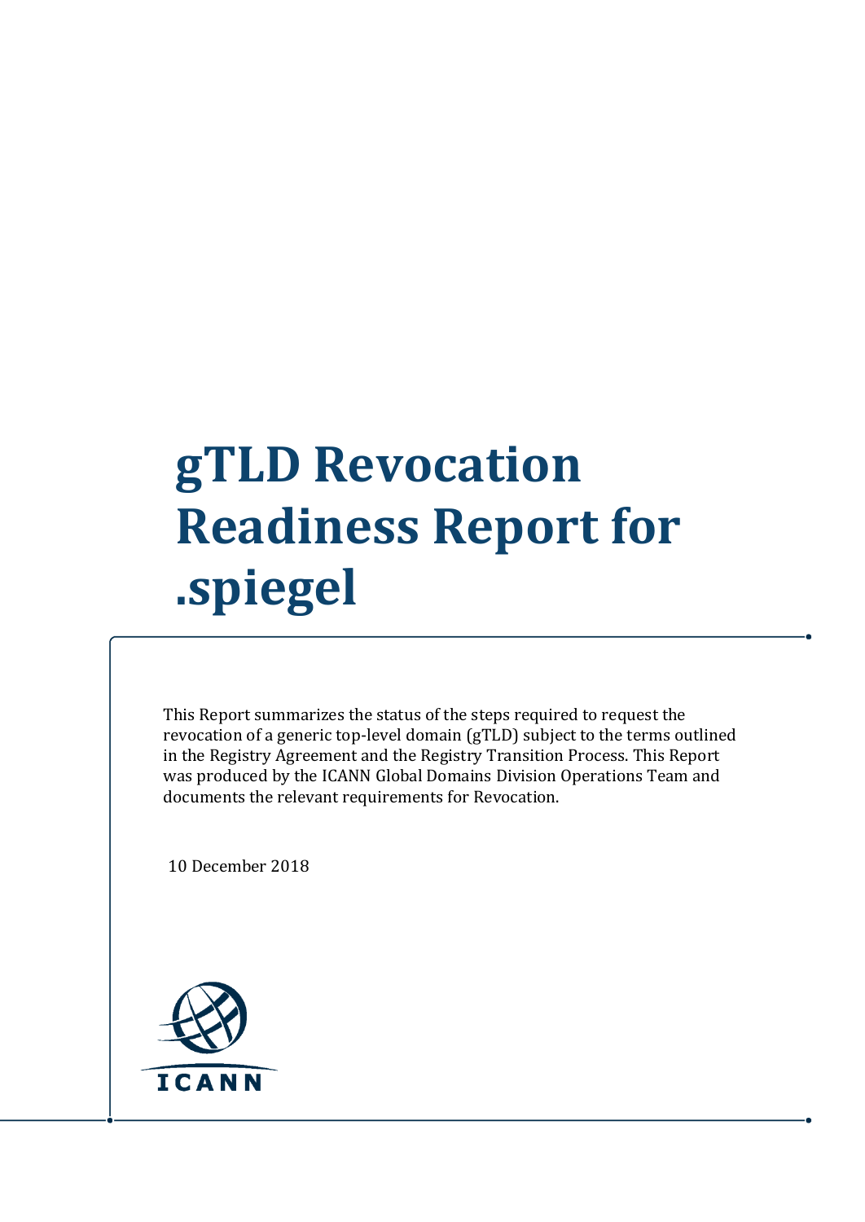# gTLD Revocation Readiness Report for .spiegel

This Report summarizes the status of the steps required to request the revocation of a generic top-level domain (gTLD) subject to the terms outlined in the Registry Agreement and the Registry Transition Process. This Report was produced by the ICANN Global Domains Division Operations Team and documents the relevant requirements for Revocation.

10 December 2018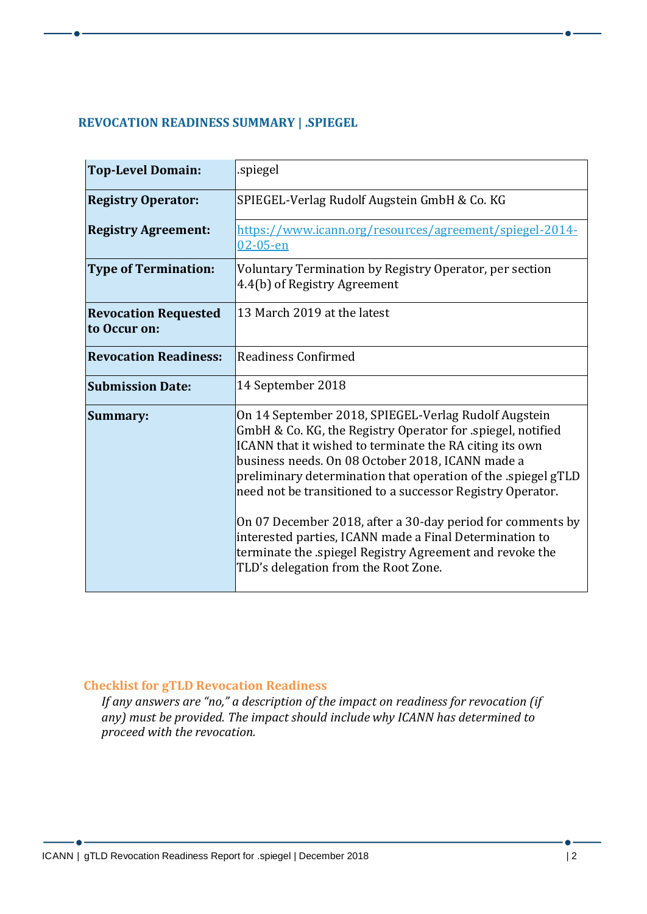## REVOCATION READINESS SUMMARY | .SPIEGEL

| | |
|---|---|
| **Top-Level Domain:** | .spiegel |
| **Registry Operator:** | SPIEGEL-Verlag Rudolf Augstein GmbH & Co. KG |
| **Registry Agreement:** | [https://www.icann.org/resources/agreement/spiegel-2014-02-05-en](https://www.icann.org/resources/agreement/spiegel-2014-02-05-en) |
| **Type of Termination:** | Voluntary Termination by Registry Operator, per section 4.4(b) of Registry Agreement |
| **Revocation Requested to Occur on:** | 13 March 2019 at the latest |
| **Revocation Readiness:** | Readiness Confirmed |
| **Submission Date:** | 14 September 2018 |
| **Summary:** | On 14 September 2018, SPIEGEL-Verlag Rudolf Augstein GmbH & Co. KG, the Registry Operator for .spiegel, notified ICANN that it wished to terminate the RA citing its own business needs. On 08 October 2018, ICANN made a preliminary determination that operation of the .spiegel gTLD need not be transitioned to a successor Registry Operator.<br><br>On 07 December 2018, after a 30-day period for comments by interested parties, ICANN made a Final Determination to terminate the .spiegel Registry Agreement and revoke the TLD's delegation from the Root Zone. |

### Checklist for gTLD Revocation Readiness

*If any answers are "no," a description of the impact on readiness for revocation (if any) must be provided. The impact should include why ICANN has determined to proceed with the revocation.*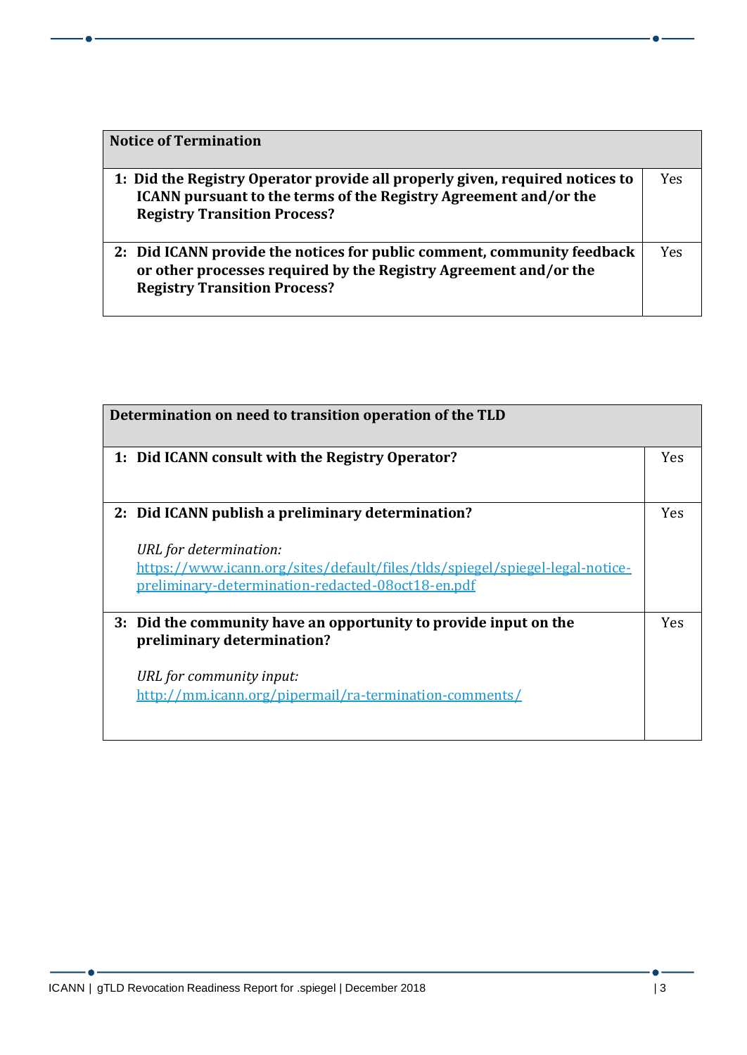| Notice of Termination | |
| --- | --- |
| **1: Did the Registry Operator provide all properly given, required notices to ICANN pursuant to the terms of the Registry Agreement and/or the Registry Transition Process?** | Yes |
| **2: Did ICANN provide the notices for public comment, community feedback or other processes required by the Registry Agreement and/or the Registry Transition Process?** | Yes |

| Determination on need to transition operation of the TLD | |
| --- | --- |
| **1: Did ICANN consult with the Registry Operator?** | Yes |
| **2: Did ICANN publish a preliminary determination?**<br><br>*URL for determination:*<br>https://www.icann.org/sites/default/files/tlds/spiegel/spiegel-legal-notice-preliminary-determination-redacted-08oct18-en.pdf | Yes |
| **3: Did the community have an opportunity to provide input on the preliminary determination?**<br><br>*URL for community input:*<br>http://mm.icann.org/pipermail/ra-termination-comments/ | Yes |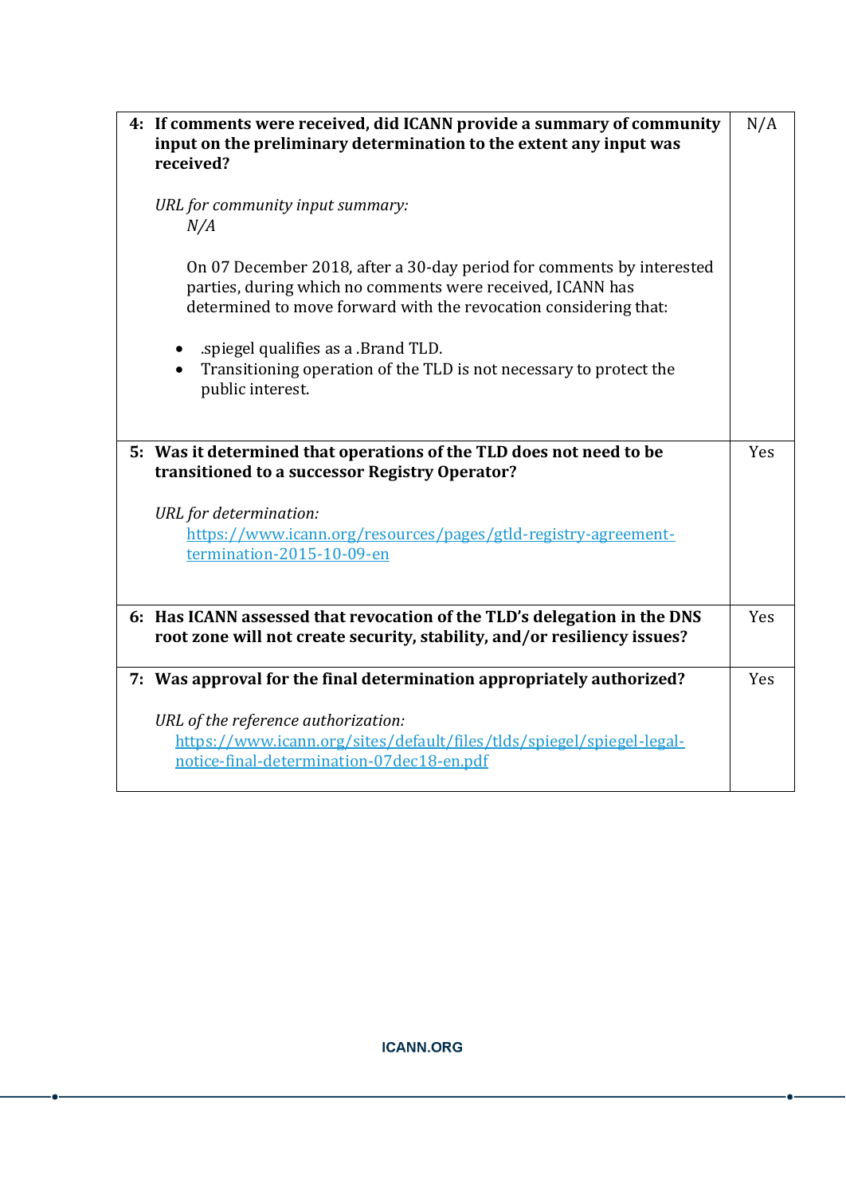| | |
|---|---|
| **4: If comments were received, did ICANN provide a summary of community input on the preliminary determination to the extent any input was received?**<br><br>*URL for community input summary:*<br>*N/A*<br><br>On 07 December 2018, after a 30-day period for comments by interested parties, during which no comments were received, ICANN has determined to move forward with the revocation considering that:<br><br>• .spiegel qualifies as a .Brand TLD.<br>• Transitioning operation of the TLD is not necessary to protect the public interest. | N/A |
| **5: Was it determined that operations of the TLD does not need to be transitioned to a successor Registry Operator?**<br><br>*URL for determination:*<br>https://www.icann.org/resources/pages/gtld-registry-agreement-termination-2015-10-09-en | Yes |
| **6: Has ICANN assessed that revocation of the TLD's delegation in the DNS root zone will not create security, stability, and/or resiliency issues?** | Yes |
| **7: Was approval for the final determination appropriately authorized?**<br><br>*URL of the reference authorization:*<br>https://www.icann.org/sites/default/files/tlds/spiegel/spiegel-legal-notice-final-determination-07dec18-en.pdf | Yes |